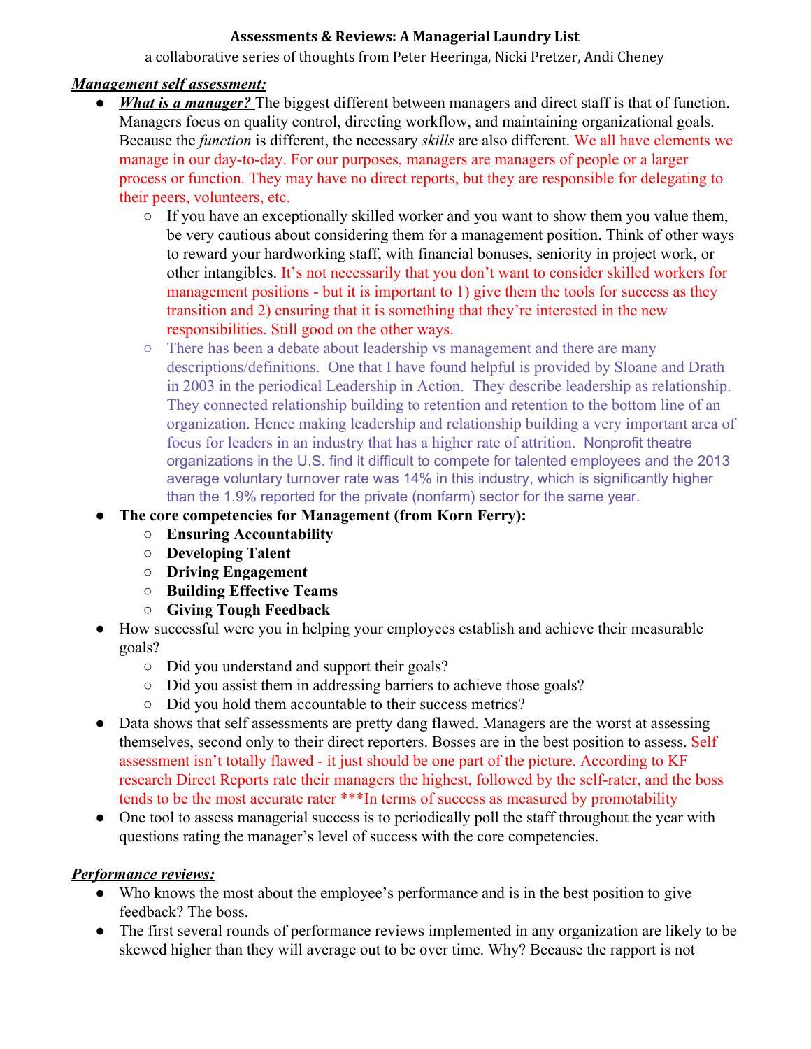**Assessments & Reviews: A Managerial Laundry List**

a collaborative series of thoughts from Peter Heeringa, Nicki Pretzer, Andi Cheney

***Management self assessment:***

- ***What is a manager?*** The biggest different between managers and direct staff is that of function. Managers focus on quality control, directing workflow, and maintaining organizational goals. Because the *function* is different, the necessary *skills* are also different. We all have elements we manage in our day-to-day. For our purposes, managers are managers of people or a larger process or function. They may have no direct reports, but they are responsible for delegating to their peers, volunteers, etc.
  - If you have an exceptionally skilled worker and you want to show them you value them, be very cautious about considering them for a management position. Think of other ways to reward your hardworking staff, with financial bonuses, seniority in project work, or other intangibles. It's not necessarily that you don't want to consider skilled workers for management positions - but it is important to 1) give them the tools for success as they transition and 2) ensuring that it is something that they're interested in the new responsibilities. Still good on the other ways.
  - There has been a debate about leadership vs management and there are many descriptions/definitions. One that I have found helpful is provided by Sloane and Drath in 2003 in the periodical Leadership in Action. They describe leadership as relationship. They connected relationship building to retention and retention to the bottom line of an organization. Hence making leadership and relationship building a very important area of focus for leaders in an industry that has a higher rate of attrition. Nonprofit theatre organizations in the U.S. find it difficult to compete for talented employees and the 2013 average voluntary turnover rate was 14% in this industry, which is significantly higher than the 1.9% reported for the private (nonfarm) sector for the same year.
- **The core competencies for Management (from Korn Ferry):**
  - **Ensuring Accountability**
  - **Developing Talent**
  - **Driving Engagement**
  - **Building Effective Teams**
  - **Giving Tough Feedback**
- How successful were you in helping your employees establish and achieve their measurable goals?
  - Did you understand and support their goals?
  - Did you assist them in addressing barriers to achieve those goals?
  - Did you hold them accountable to their success metrics?
- Data shows that self assessments are pretty dang flawed. Managers are the worst at assessing themselves, second only to their direct reporters. Bosses are in the best position to assess. Self assessment isn't totally flawed - it just should be one part of the picture. According to KF research Direct Reports rate their managers the highest, followed by the self-rater, and the boss tends to be the most accurate rater ***In terms of success as measured by promotability
- One tool to assess managerial success is to periodically poll the staff throughout the year with questions rating the manager's level of success with the core competencies.

***Performance reviews:***

- Who knows the most about the employee's performance and is in the best position to give feedback? The boss.
- The first several rounds of performance reviews implemented in any organization are likely to be skewed higher than they will average out to be over time. Why? Because the rapport is not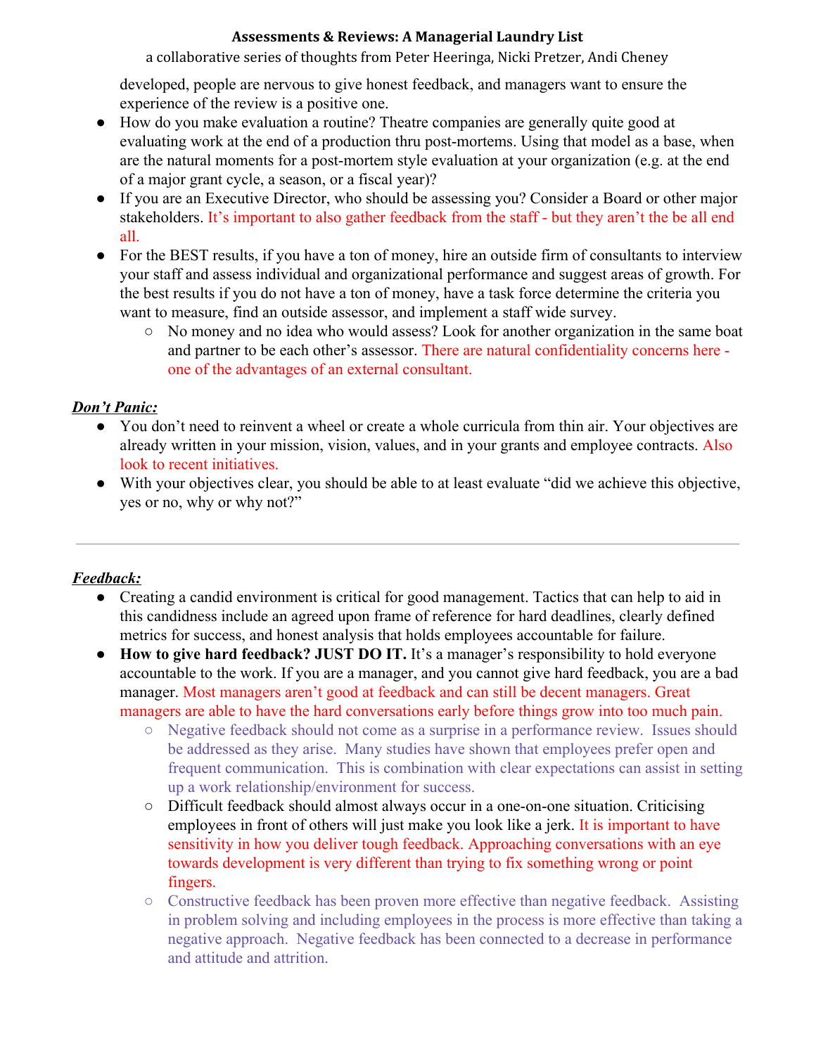developed, people are nervous to give honest feedback, and managers want to ensure the experience of the review is a positive one.

- How do you make evaluation a routine? Theatre companies are generally quite good at evaluating work at the end of a production thru post-mortems. Using that model as a base, when are the natural moments for a post-mortem style evaluation at your organization (e.g. at the end of a major grant cycle, a season, or a fiscal year)?
- If you are an Executive Director, who should be assessing you? Consider a Board or other major stakeholders. It's important to also gather feedback from the staff - but they aren't the be all end all.
- For the BEST results, if you have a ton of money, hire an outside firm of consultants to interview your staff and assess individual and organizational performance and suggest areas of growth. For the best results if you do not have a ton of money, have a task force determine the criteria you want to measure, find an outside assessor, and implement a staff wide survey.
  - No money and no idea who would assess? Look for another organization in the same boat and partner to be each other's assessor. There are natural confidentiality concerns here - one of the advantages of an external consultant.

***<u>Don't Panic:</u>***

- You don't need to reinvent a wheel or create a whole curricula from thin air. Your objectives are already written in your mission, vision, values, and in your grants and employee contracts. Also look to recent initiatives.
- With your objectives clear, you should be able to at least evaluate "did we achieve this objective, yes or no, why or why not?"

---

***<u>Feedback:</u>***

- Creating a candid environment is critical for good management. Tactics that can help to aid in this candidness include an agreed upon frame of reference for hard deadlines, clearly defined metrics for success, and honest analysis that holds employees accountable for failure.
- **How to give hard feedback? JUST DO IT.** It's a manager's responsibility to hold everyone accountable to the work. If you are a manager, and you cannot give hard feedback, you are a bad manager. Most managers aren't good at feedback and can still be decent managers. Great managers are able to have the hard conversations early before things grow into too much pain.
  - Negative feedback should not come as a surprise in a performance review. Issues should be addressed as they arise. Many studies have shown that employees prefer open and frequent communication. This is combination with clear expectations can assist in setting up a work relationship/environment for success.
  - Difficult feedback should almost always occur in a one-on-one situation. Criticising employees in front of others will just make you look like a jerk. It is important to have sensitivity in how you deliver tough feedback. Approaching conversations with an eye towards development is very different than trying to fix something wrong or point fingers.
  - Constructive feedback has been proven more effective than negative feedback. Assisting in problem solving and including employees in the process is more effective than taking a negative approach. Negative feedback has been connected to a decrease in performance and attitude and attrition.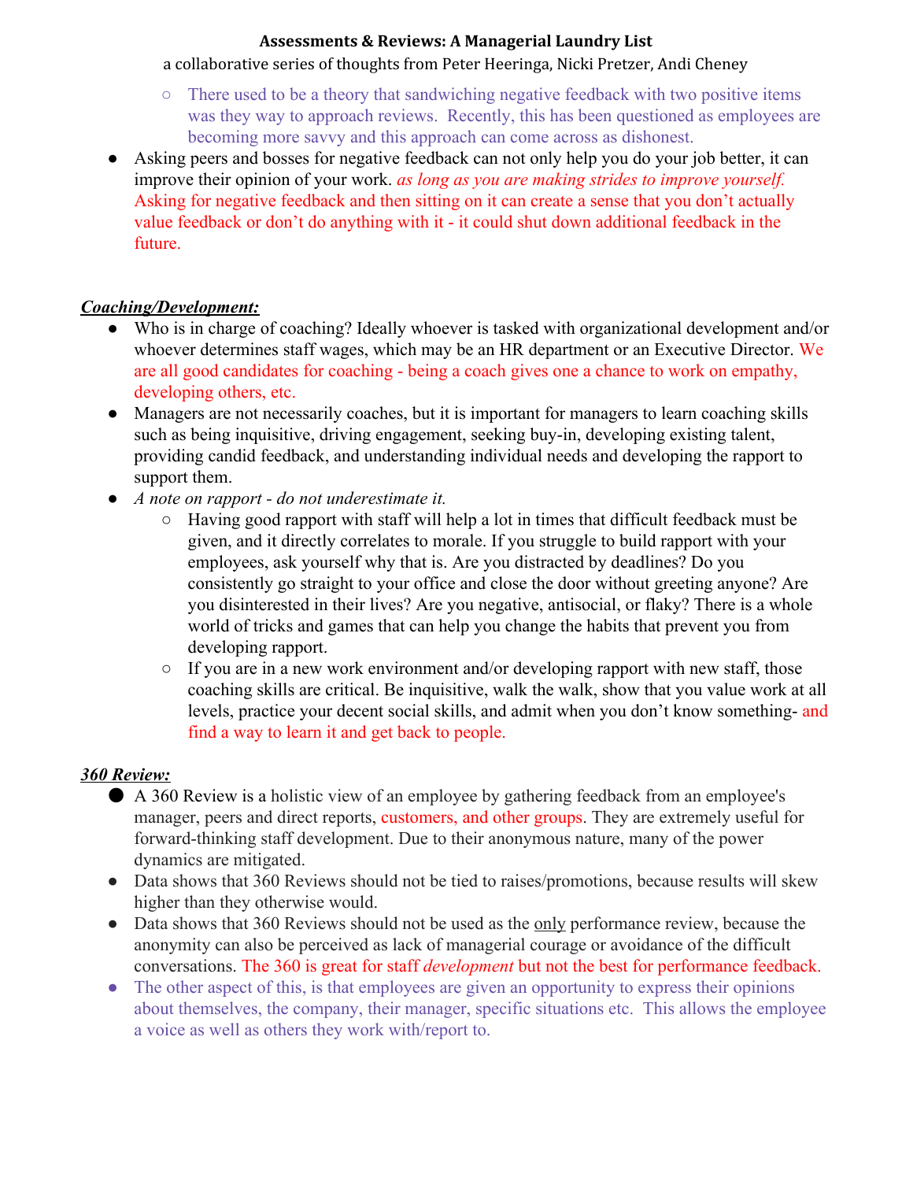- There used to be a theory that sandwiching negative feedback with two positive items was they way to approach reviews. Recently, this has been questioned as employees are becoming more savvy and this approach can come across as dishonest.
- Asking peers and bosses for negative feedback can not only help you do your job better, it can improve their opinion of your work. *as long as you are making strides to improve yourself.* Asking for negative feedback and then sitting on it can create a sense that you don't actually value feedback or don't do anything with it - it could shut down additional feedback in the future.

***Coaching/Development:***

- Who is in charge of coaching? Ideally whoever is tasked with organizational development and/or whoever determines staff wages, which may be an HR department or an Executive Director. We are all good candidates for coaching - being a coach gives one a chance to work on empathy, developing others, etc.
- Managers are not necessarily coaches, but it is important for managers to learn coaching skills such as being inquisitive, driving engagement, seeking buy-in, developing existing talent, providing candid feedback, and understanding individual needs and developing the rapport to support them.
- *A note on rapport - do not underestimate it.*
  - Having good rapport with staff will help a lot in times that difficult feedback must be given, and it directly correlates to morale. If you struggle to build rapport with your employees, ask yourself why that is. Are you distracted by deadlines? Do you consistently go straight to your office and close the door without greeting anyone? Are you disinterested in their lives? Are you negative, antisocial, or flaky? There is a whole world of tricks and games that can help you change the habits that prevent you from developing rapport.
  - If you are in a new work environment and/or developing rapport with new staff, those coaching skills are critical. Be inquisitive, walk the walk, show that you value work at all levels, practice your decent social skills, and admit when you don't know something- and find a way to learn it and get back to people.

***360 Review:***

- A 360 Review is a holistic view of an employee by gathering feedback from an employee's manager, peers and direct reports, customers, and other groups. They are extremely useful for forward-thinking staff development. Due to their anonymous nature, many of the power dynamics are mitigated.
- Data shows that 360 Reviews should not be tied to raises/promotions, because results will skew higher than they otherwise would.
- Data shows that 360 Reviews should not be used as the <u>only</u> performance review, because the anonymity can also be perceived as lack of managerial courage or avoidance of the difficult conversations. The 360 is great for staff *development* but not the best for performance feedback.
- The other aspect of this, is that employees are given an opportunity to express their opinions about themselves, the company, their manager, specific situations etc. This allows the employee a voice as well as others they work with/report to.